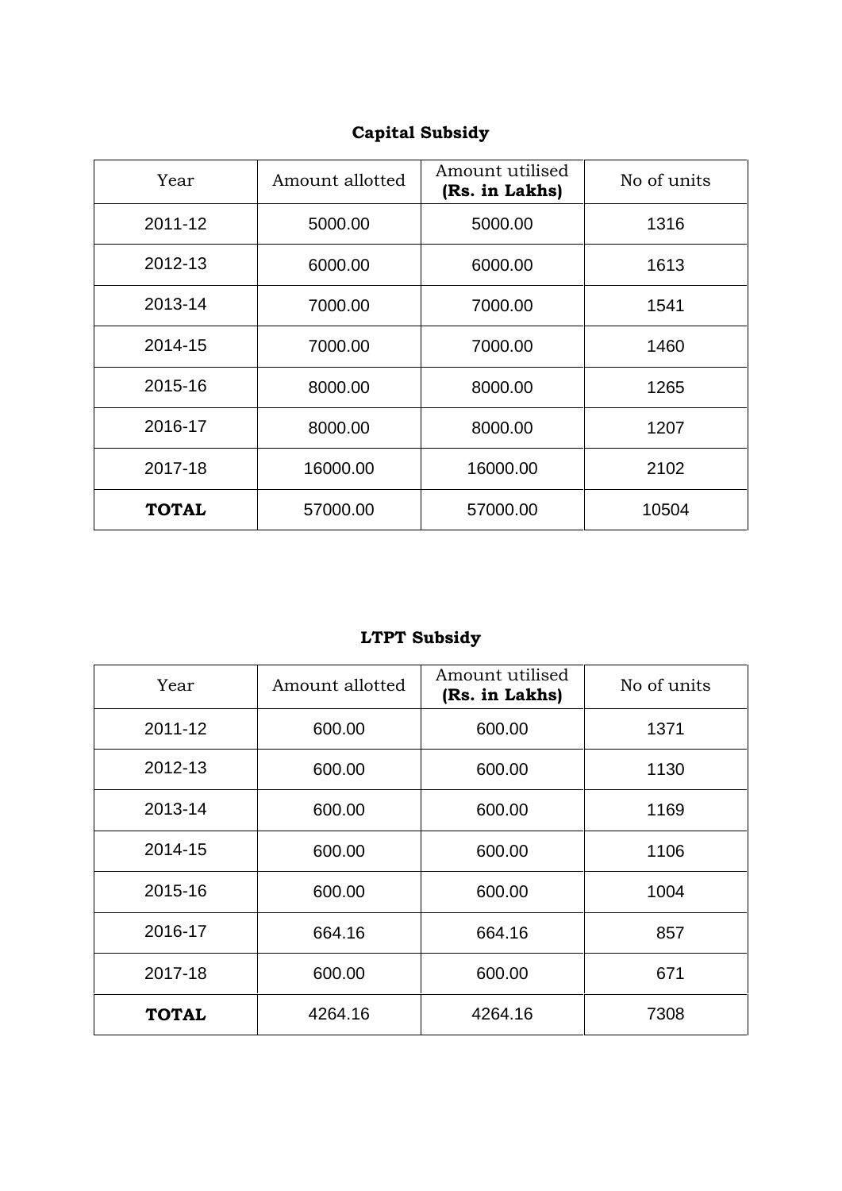**Capital Subsidy**

| Year | Amount allotted | Amount utilised **(Rs. in Lakhs)** | No of units |
|---|---|---|---|
| 2011-12 | 5000.00 | 5000.00 | 1316 |
| 2012-13 | 6000.00 | 6000.00 | 1613 |
| 2013-14 | 7000.00 | 7000.00 | 1541 |
| 2014-15 | 7000.00 | 7000.00 | 1460 |
| 2015-16 | 8000.00 | 8000.00 | 1265 |
| 2016-17 | 8000.00 | 8000.00 | 1207 |
| 2017-18 | 16000.00 | 16000.00 | 2102 |
| **TOTAL** | 57000.00 | 57000.00 | 10504 |

**LTPT Subsidy**

| Year | Amount allotted | Amount utilised **(Rs. in Lakhs)** | No of units |
|---|---|---|---|
| 2011-12 | 600.00 | 600.00 | 1371 |
| 2012-13 | 600.00 | 600.00 | 1130 |
| 2013-14 | 600.00 | 600.00 | 1169 |
| 2014-15 | 600.00 | 600.00 | 1106 |
| 2015-16 | 600.00 | 600.00 | 1004 |
| 2016-17 | 664.16 | 664.16 | 857 |
| 2017-18 | 600.00 | 600.00 | 671 |
| **TOTAL** | 4264.16 | 4264.16 | 7308 |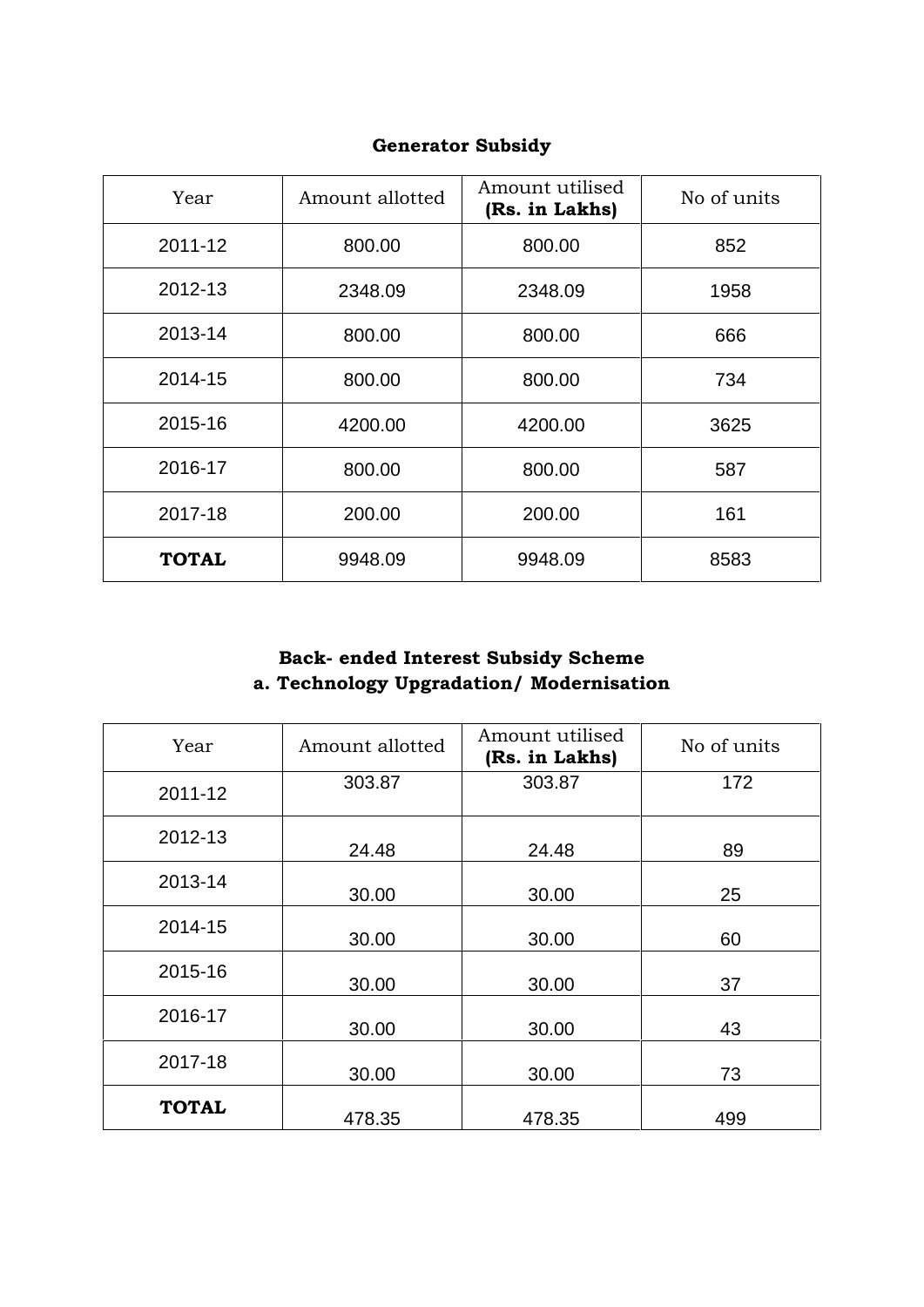## Generator Subsidy

| Year | Amount allotted | Amount utilised **(Rs. in Lakhs)** | No of units |
|---|---|---|---|
| 2011-12 | 800.00 | 800.00 | 852 |
| 2012-13 | 2348.09 | 2348.09 | 1958 |
| 2013-14 | 800.00 | 800.00 | 666 |
| 2014-15 | 800.00 | 800.00 | 734 |
| 2015-16 | 4200.00 | 4200.00 | 3625 |
| 2016-17 | 800.00 | 800.00 | 587 |
| 2017-18 | 200.00 | 200.00 | 161 |
| **TOTAL** | 9948.09 | 9948.09 | 8583 |

## Back- ended Interest Subsidy Scheme
### a. Technology Upgradation/ Modernisation

| Year | Amount allotted | Amount utilised **(Rs. in Lakhs)** | No of units |
|---|---|---|---|
| 2011-12 | 303.87 | 303.87 | 172 |
| 2012-13 | 24.48 | 24.48 | 89 |
| 2013-14 | 30.00 | 30.00 | 25 |
| 2014-15 | 30.00 | 30.00 | 60 |
| 2015-16 | 30.00 | 30.00 | 37 |
| 2016-17 | 30.00 | 30.00 | 43 |
| 2017-18 | 30.00 | 30.00 | 73 |
| **TOTAL** | 478.35 | 478.35 | 499 |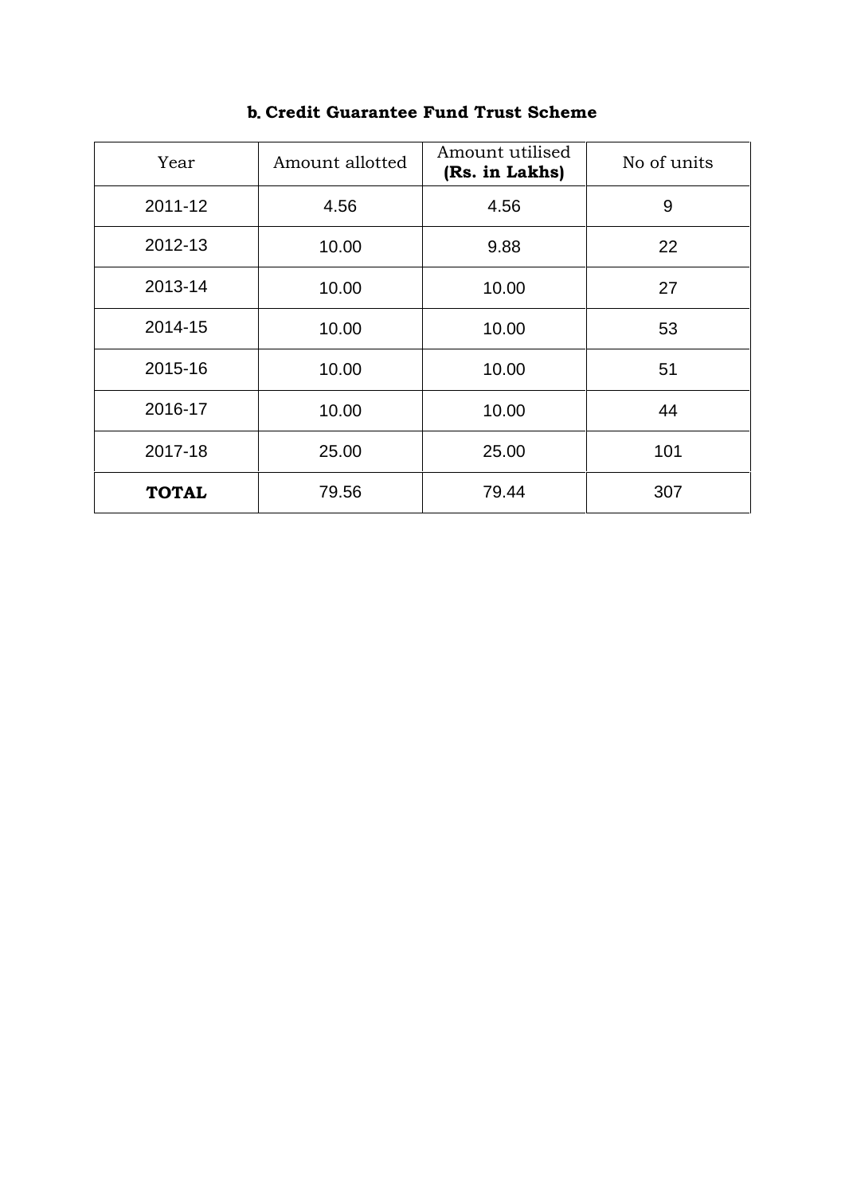**b. Credit Guarantee Fund Trust Scheme**

| Year | Amount allotted | Amount utilised **(Rs. in Lakhs)** | No of units |
|---|---|---|---|
| 2011-12 | 4.56 | 4.56 | 9 |
| 2012-13 | 10.00 | 9.88 | 22 |
| 2013-14 | 10.00 | 10.00 | 27 |
| 2014-15 | 10.00 | 10.00 | 53 |
| 2015-16 | 10.00 | 10.00 | 51 |
| 2016-17 | 10.00 | 10.00 | 44 |
| 2017-18 | 25.00 | 25.00 | 101 |
| **TOTAL** | 79.56 | 79.44 | 307 |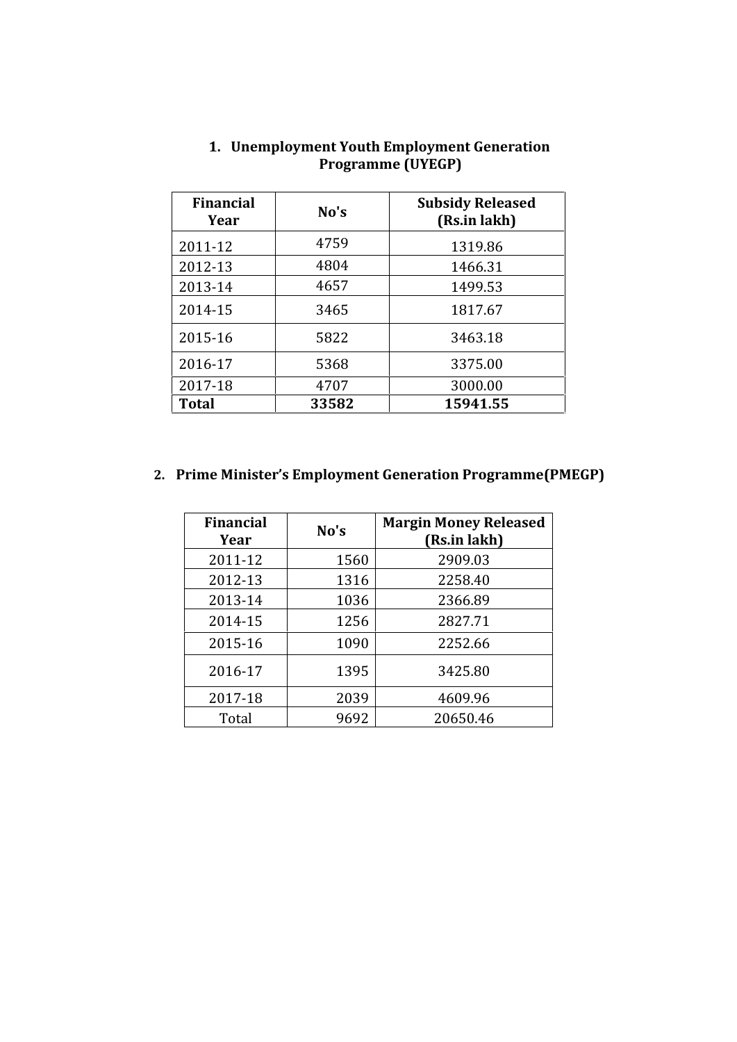## 1. Unemployment Youth Employment Generation Programme (UYEGP)

| Financial Year | No's | Subsidy Released (Rs.in lakh) |
|---|---|---|
| 2011-12 | 4759 | 1319.86 |
| 2012-13 | 4804 | 1466.31 |
| 2013-14 | 4657 | 1499.53 |
| 2014-15 | 3465 | 1817.67 |
| 2015-16 | 5822 | 3463.18 |
| 2016-17 | 5368 | 3375.00 |
| 2017-18 | 4707 | 3000.00 |
| **Total** | **33582** | **15941.55** |

## 2. Prime Minister's Employment Generation Programme(PMEGP)

| Financial Year | No's | Margin Money Released (Rs.in lakh) |
|---|---|---|
| 2011-12 | 1560 | 2909.03 |
| 2012-13 | 1316 | 2258.40 |
| 2013-14 | 1036 | 2366.89 |
| 2014-15 | 1256 | 2827.71 |
| 2015-16 | 1090 | 2252.66 |
| 2016-17 | 1395 | 3425.80 |
| 2017-18 | 2039 | 4609.96 |
| Total | 9692 | 20650.46 |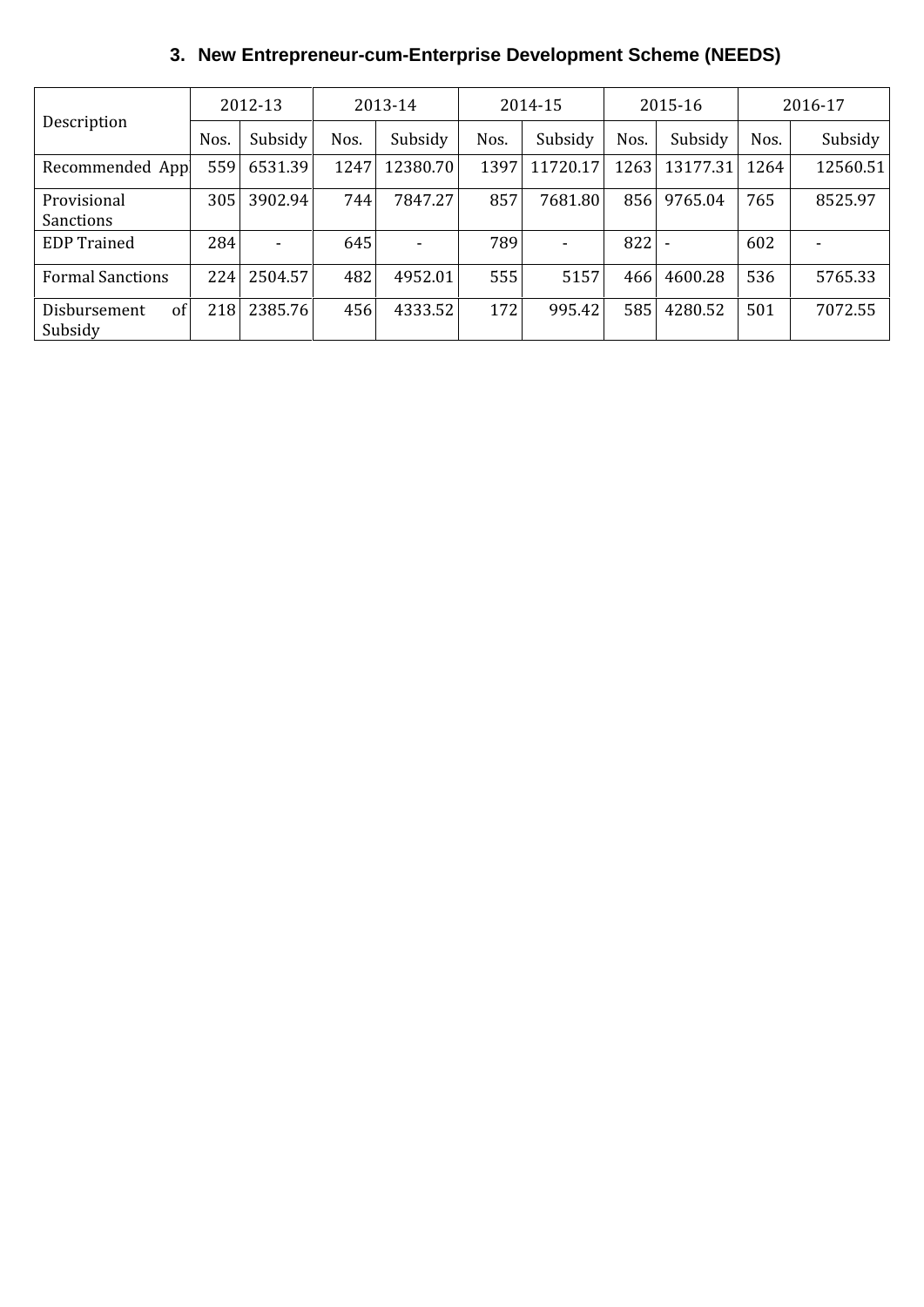### 3. New Entrepreneur-cum-Enterprise Development Scheme (NEEDS)

| Description | 2012-13 | | 2013-14 | | 2014-15 | | 2015-16 | | 2016-17 | |
|---|---|---|---|---|---|---|---|---|---|---|
| | Nos. | Subsidy | Nos. | Subsidy | Nos. | Subsidy | Nos. | Subsidy | Nos. | Subsidy |
| Recommended App | 559 | 6531.39 | 1247 | 12380.70 | 1397 | 11720.17 | 1263 | 13177.31 | 1264 | 12560.51 |
| Provisional Sanctions | 305 | 3902.94 | 744 | 7847.27 | 857 | 7681.80 | 856 | 9765.04 | 765 | 8525.97 |
| EDP Trained | 284 | - | 645 | - | 789 | - | 822 | - | 602 | - |
| Formal Sanctions | 224 | 2504.57 | 482 | 4952.01 | 555 | 5157 | 466 | 4600.28 | 536 | 5765.33 |
| Disbursement of Subsidy | 218 | 2385.76 | 456 | 4333.52 | 172 | 995.42 | 585 | 4280.52 | 501 | 7072.55 |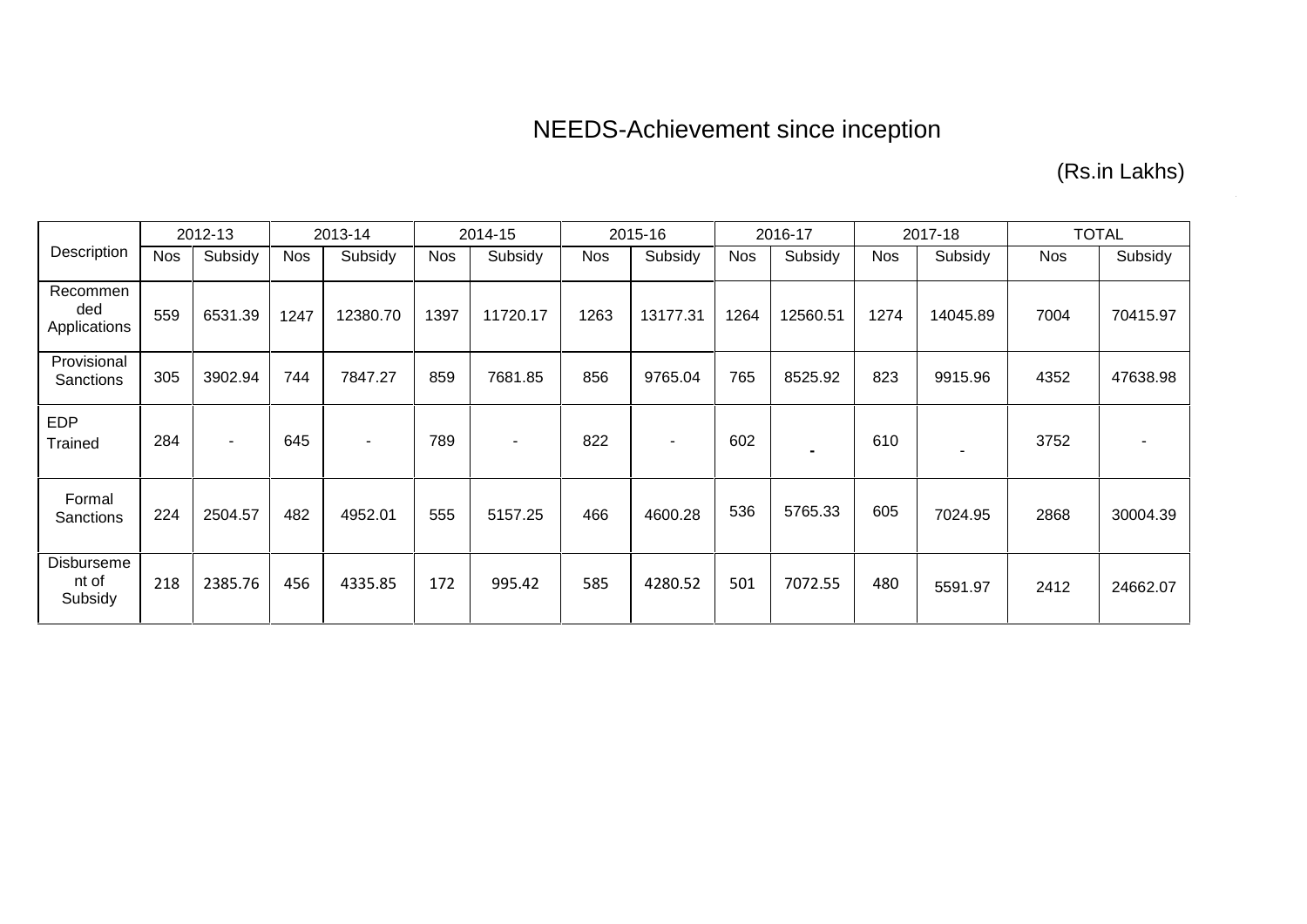# NEEDS-Achievement since inception

(Rs.in Lakhs)

| Description | 2012-13 | | 2013-14 | | 2014-15 | | 2015-16 | | 2016-17 | | 2017-18 | | TOTAL | |
|---|---|---|---|---|---|---|---|---|---|---|---|---|---|---|
| | Nos | Subsidy | Nos | Subsidy | Nos | Subsidy | Nos | Subsidy | Nos | Subsidy | Nos | Subsidy | Nos | Subsidy |
| Recommended Applications | 559 | 6531.39 | 1247 | 12380.70 | 1397 | 11720.17 | 1263 | 13177.31 | 1264 | 12560.51 | 1274 | 14045.89 | 7004 | 70415.97 |
| Provisional Sanctions | 305 | 3902.94 | 744 | 7847.27 | 859 | 7681.85 | 856 | 9765.04 | 765 | 8525.92 | 823 | 9915.96 | 4352 | 47638.98 |
| EDP Trained | 284 | - | 645 | - | 789 | - | 822 | - | 602 | - | 610 | - | 3752 | - |
| Formal Sanctions | 224 | 2504.57 | 482 | 4952.01 | 555 | 5157.25 | 466 | 4600.28 | 536 | 5765.33 | 605 | 7024.95 | 2868 | 30004.39 |
| Disbursement of Subsidy | 218 | 2385.76 | 456 | 4335.85 | 172 | 995.42 | 585 | 4280.52 | 501 | 7072.55 | 480 | 5591.97 | 2412 | 24662.07 |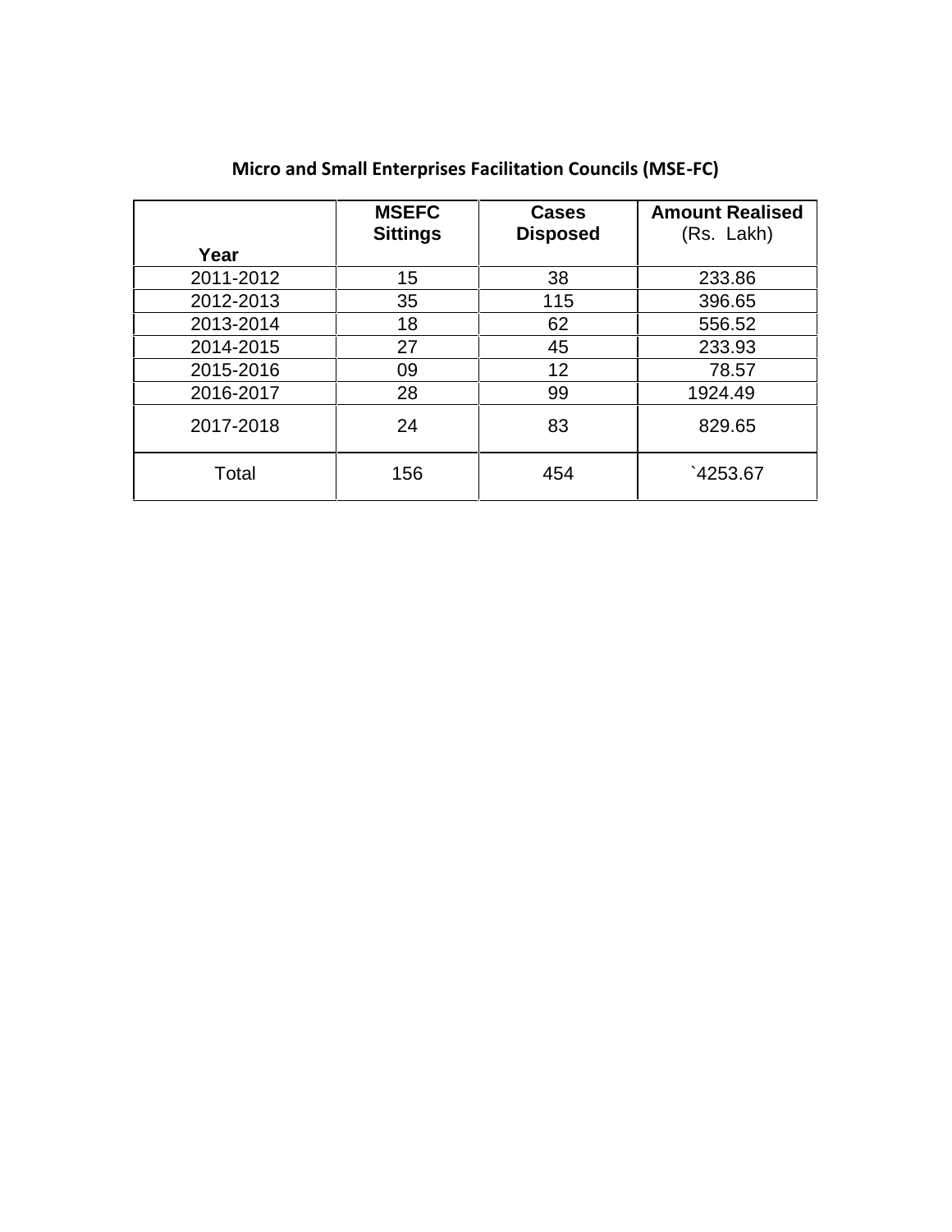**Micro and Small Enterprises Facilitation Councils (MSE-FC)**

| Year | MSEFC Sittings | Cases Disposed | Amount Realised (Rs. Lakh) |
|---|---|---|---|
| 2011-2012 | 15 | 38 | 233.86 |
| 2012-2013 | 35 | 115 | 396.65 |
| 2013-2014 | 18 | 62 | 556.52 |
| 2014-2015 | 27 | 45 | 233.93 |
| 2015-2016 | 09 | 12 | 78.57 |
| 2016-2017 | 28 | 99 | 1924.49 |
| 2017-2018 | 24 | 83 | 829.65 |
| Total | 156 | 454 | `4253.67 |